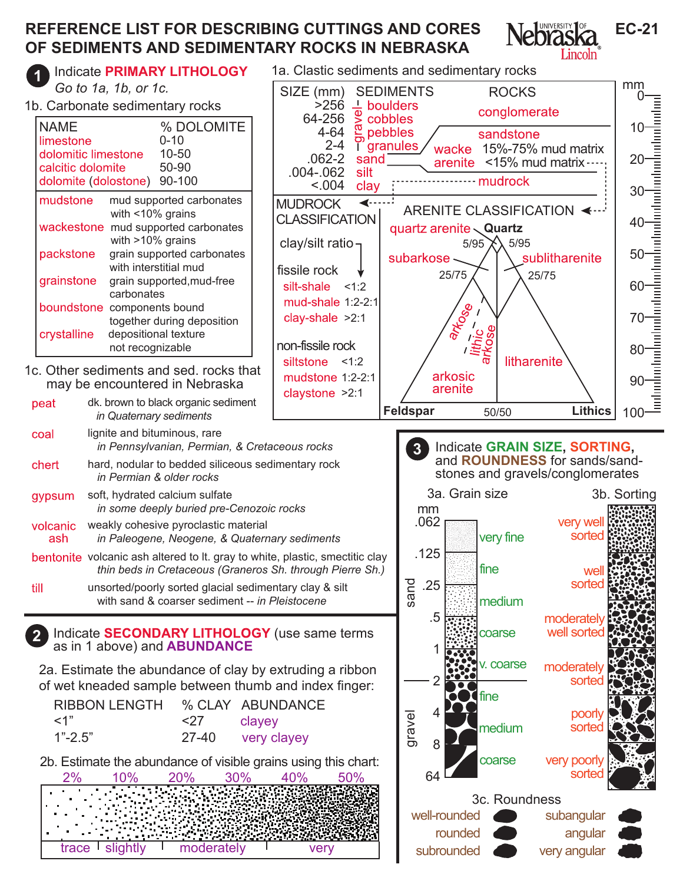# REFERENCE LIST FOR DESCRIBING CUTTINGS AND CORES OF SEDIMENTS AND SEDIMENTARY ROCKS IN NEBRASKA

University of Nebraska–Lincoln — EC-21

## 1 Indicate PRIMARY LITHOLOGY

*Go to 1a, 1b, or 1c.*

### 1a. Clastic sediments and sedimentary rocks

| SIZE (mm) | SEDIMENTS | ROCKS |
|---|---|---|
| >256 | boulders (gravel) | conglomerate |
| 64-256 | cobbles (gravel) | conglomerate |
| 4-64 | pebbles (gravel) | conglomerate |
| 2-4 | granules (gravel) | conglomerate |
| .062-2 | sand | sandstone: wacke 15%-75% mud matrix; arenite <15% mud matrix |
| .004-.062 | silt | mudrock |
| <.004 | clay | mudrock |

**MUDROCK CLASSIFICATION**

clay/silt ratio

fissile rock

- silt-shale <1:2
- mud-shale 1:2-2:1
- clay-shale >2:1

non-fissile rock

- siltstone <1:2
- mudstone 1:2-2:1
- claystone >2:1

**ARENITE CLASSIFICATION**

Ternary diagram with poles Quartz, Feldspar, Lithics:

- quartz arenite (5/95 boundaries)
- subarkose (25/75)
- sublitharenite (25/75)
- arkose
- lithic arkose
- arkosic arenite
- litharenite
- Feldspar / Lithics boundary at 50/50

Scale: mm 0–100

### 1b. Carbonate sedimentary rocks

| NAME | % DOLOMITE |
|---|---|
| limestone | 0-10 |
| dolomitic limestone | 10-50 |
| calcitic dolomite | 50-90 |
| dolomite (dolostone) | 90-100 |

| | |
|---|---|
| mudstone | mud supported carbonates with <10% grains |
| wackestone | mud supported carbonates with >10% grains |
| packstone | grain supported carbonates with interstitial mud |
| grainstone | grain supported, mud-free carbonates |
| boundstone | components bound together during deposition |
| crystalline | depositional texture not recognizable |

### 1c. Other sediments and sed. rocks that may be encountered in Nebraska

| | |
|---|---|
| peat | dk. brown to black organic sediment *in Quaternary sediments* |
| coal | lignite and bituminous, rare *in Pennsylvanian, Permian, & Cretaceous rocks* |
| chert | hard, nodular to bedded siliceous sedimentary rock *in Permian & older rocks* |
| gypsum | soft, hydrated calcium sulfate *in some deeply buried pre-Cenozoic rocks* |
| volcanic ash | weakly cohesive pyroclastic material *in Paleogene, Neogene, & Quaternary sediments* |
| bentonite | volcanic ash altered to lt. gray to white, plastic, smectitic clay *thin beds in Cretaceous (Graneros Sh. through Pierre Sh.)* |
| till | unsorted/poorly sorted glacial sedimentary clay & silt with sand & coarser sediment -- *in Pleistocene* |

## 2 Indicate SECONDARY LITHOLOGY (use same terms as in 1 above) and ABUNDANCE

2a. Estimate the abundance of clay by extruding a ribbon of wet kneaded sample between thumb and index finger:

| RIBBON LENGTH | % CLAY | ABUNDANCE |
|---|---|---|
| <1" | <27 | clayey |
| 1"-2.5" | 27-40 | very clayey |

2b. Estimate the abundance of visible grains using this chart:

| 2% | 10% | 20% | 30% | 40% | 50% |
|---|---|---|---|---|---|

trace | slightly | moderately | very

## 3 Indicate GRAIN SIZE, SORTING, and ROUNDNESS for sands/sandstones and gravels/conglomerates

### 3a. Grain size

| mm | | Name |
|---|---|---|
| .062–.125 | sand | very fine |
| .125–.25 | sand | fine |
| .25–.5 | sand | medium |
| .5–1 | sand | coarse |
| 1–2 | sand | v. coarse |
| 2–4 | gravel | fine |
| 4–8 | gravel | medium |
| 8–64 | gravel | coarse |

### 3b. Sorting

- very well sorted
- well sorted
- moderately well sorted
- moderately sorted
- poorly sorted
- very poorly sorted

### 3c. Roundness

- well-rounded
- rounded
- subrounded
- subangular
- angular
- very angular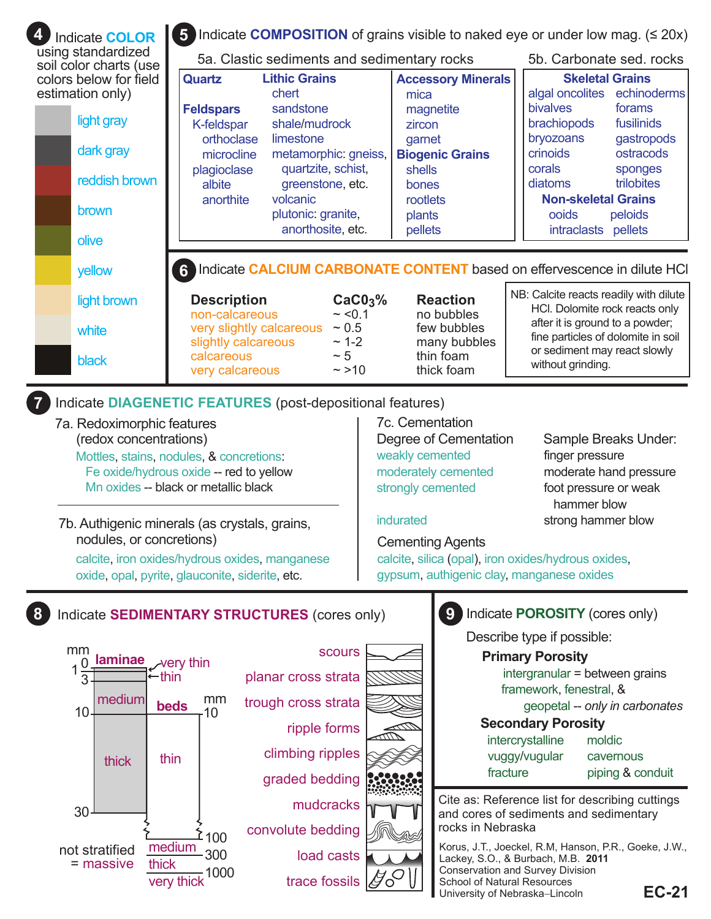## 4 Indicate COLOR

using standardized soil color charts (use colors below for field estimation only)

- light gray
- dark gray
- reddish brown
- brown
- olive
- yellow
- light brown
- white
- black

## 5 Indicate COMPOSITION of grains visible to naked eye or under low mag. (≤ 20x)

### 5a. Clastic sediments and sedimentary rocks

**Quartz**

**Feldspars**
- K-feldspar
  - orthoclase
  - microcline
- plagioclase
  - albite
  - anorthite

**Lithic Grains**
- chert
- sandstone
- shale/mudrock
- limestone
- metamorphic: gneiss, quartzite, schist, greenstone, etc.
- volcanic
- plutonic: granite, anorthosite, etc.

**Accessory Minerals**
- mica
- magnetite
- zircon
- garnet

**Biogenic Grains**
- shells
- bones
- rootlets
- plants
- pellets

### 5b. Carbonate sed. rocks

**Skeletal Grains**

| | |
|---|---|
| algal oncolites | echinoderms |
| bivalves | forams |
| brachiopods | fusilinids |
| bryozoans | gastropods |
| crinoids | ostracods |
| corals | sponges |
| diatoms | trilobites |

**Non-skeletal Grains**

| | |
|---|---|
| ooids | peloids |
| intraclasts | pellets |

## 6 Indicate CALCIUM CARBONATE CONTENT based on effervescence in dilute HCl

| Description | $CaCO_3$% | Reaction |
|---|---|---|
| non-calcareous | ~ <0.1 | no bubbles |
| very slightly calcareous | ~ 0.5 | few bubbles |
| slightly calcareous | ~ 1-2 | many bubbles |
| calcareous | ~ 5 | thin foam |
| very calcareous | ~ >10 | thick foam |

NB: Calcite reacts readily with dilute HCl. Dolomite rock reacts only after it is ground to a powder; fine particles of dolomite in soil or sediment may react slowly without grinding.

## 7 Indicate DIAGENETIC FEATURES (post-depositional features)

### 7a. Redoximorphic features (redox concentrations)

Mottles, stains, nodules, & concretions:
- Fe oxide/hydrous oxide -- red to yellow
- Mn oxides -- black or metallic black

### 7b. Authigenic minerals (as crystals, grains, nodules, or concretions)

calcite, iron oxides/hydrous oxides, manganese oxide, opal, pyrite, glauconite, siderite, etc.

### 7c. Cementation

| Degree of Cementation | Sample Breaks Under: |
|---|---|
| weakly cemented | finger pressure |
| moderately cemented | moderate hand pressure |
| strongly cemented | foot pressure or weak hammer blow |
| indurated | strong hammer blow |

Cementing Agents

calcite, silica (opal), iron oxides/hydrous oxides, gypsum, authigenic clay, manganese oxides

## 8 Indicate SEDIMENTARY STRUCTURES (cores only)

mm
0
1
3
10
30

laminae
very thin
thin
medium
thick

beds
mm
10
thin
100
medium
300
thick
1000
very thick

not stratified = massive

- scours
- planar cross strata
- trough cross strata
- ripple forms
- climbing ripples
- graded bedding
- mudcracks
- convolute bedding
- load casts
- trace fossils

## 9 Indicate POROSITY (cores only)

Describe type if possible:

**Primary Porosity**
- intergranular = between grains
- framework, fenestral, &
- geopetal -- *only in carbonates*

**Secondary Porosity**

| | |
|---|---|
| intercrystalline | moldic |
| vuggy/vugular | cavernous |
| fracture | piping & conduit |

Cite as: Reference list for describing cuttings and cores of sediments and sedimentary rocks in Nebraska

Korus, J.T., Joeckel, R.M, Hanson, P.R., Goeke, J.W., Lackey, S.O., & Burbach, M.B. **2011**
Conservation and Survey Division
School of Natural Resources
University of Nebraska–Lincoln

**EC-21**